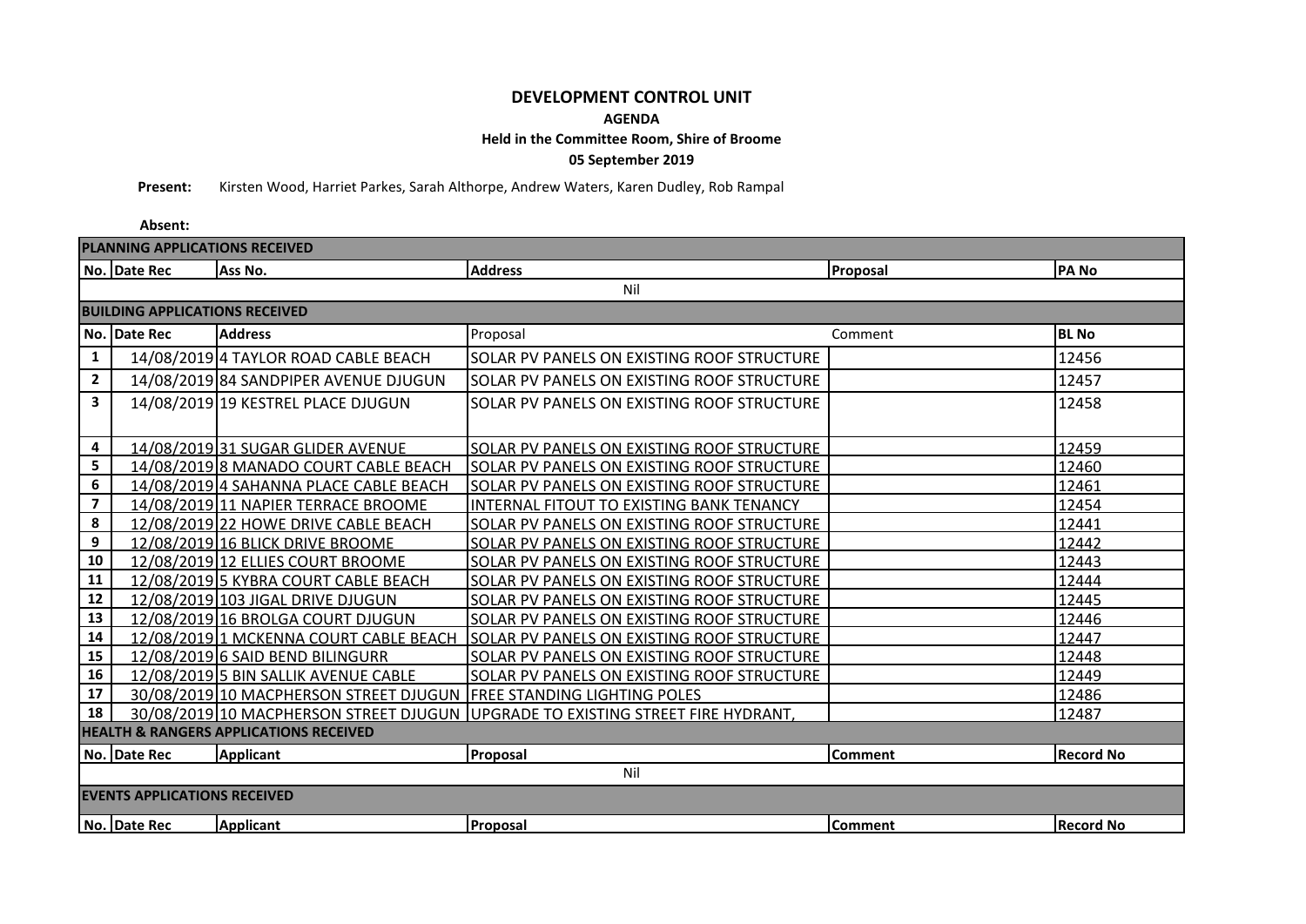# DEVELOPMENT CONTROL UNIT

**AGENDA**

**Held in the Committee Room, Shire of Broome**

**05 September 2019**

**Present:** Kirsten Wood, Harriet Parkes, Sarah Althorpe, Andrew Waters, Karen Dudley, Rob Rampal

**Absent:**

| **PLANNING APPLICATIONS RECEIVED** | | | | | |
|---|---|---|---|---|---|
| **No.** | **Date Rec** | **Ass No.** | **Address** | **Proposal** | **PA No** |
| Nil | | | | | |

| **BUILDING APPLICATIONS RECEIVED** | | | | | |
|---|---|---|---|---|---|
| **No.** | **Date Rec** | **Address** | Proposal | Comment | **BL No** |
| 1 | 14/08/2019 | 4 TAYLOR ROAD CABLE BEACH | SOLAR PV PANELS ON EXISTING ROOF STRUCTURE | | 12456 |
| 2 | 14/08/2019 | 84 SANDPIPER AVENUE DJUGUN | SOLAR PV PANELS ON EXISTING ROOF STRUCTURE | | 12457 |
| 3 | 14/08/2019 | 19 KESTREL PLACE DJUGUN | SOLAR PV PANELS ON EXISTING ROOF STRUCTURE | | 12458 |
| 4 | 14/08/2019 | 31 SUGAR GLIDER AVENUE | SOLAR PV PANELS ON EXISTING ROOF STRUCTURE | | 12459 |
| 5 | 14/08/2019 | 8 MANADO COURT CABLE BEACH | SOLAR PV PANELS ON EXISTING ROOF STRUCTURE | | 12460 |
| 6 | 14/08/2019 | 4 SAHANNA PLACE CABLE BEACH | SOLAR PV PANELS ON EXISTING ROOF STRUCTURE | | 12461 |
| 7 | 14/08/2019 | 11 NAPIER TERRACE BROOME | INTERNAL FITOUT TO EXISTING BANK TENANCY | | 12454 |
| 8 | 12/08/2019 | 22 HOWE DRIVE CABLE BEACH | SOLAR PV PANELS ON EXISTING ROOF STRUCTURE | | 12441 |
| 9 | 12/08/2019 | 16 BLICK DRIVE BROOME | SOLAR PV PANELS ON EXISTING ROOF STRUCTURE | | 12442 |
| 10 | 12/08/2019 | 12 ELLIES COURT BROOME | SOLAR PV PANELS ON EXISTING ROOF STRUCTURE | | 12443 |
| 11 | 12/08/2019 | 5 KYBRA COURT CABLE BEACH | SOLAR PV PANELS ON EXISTING ROOF STRUCTURE | | 12444 |
| 12 | 12/08/2019 | 103 JIGAL DRIVE DJUGUN | SOLAR PV PANELS ON EXISTING ROOF STRUCTURE | | 12445 |
| 13 | 12/08/2019 | 16 BROLGA COURT DJUGUN | SOLAR PV PANELS ON EXISTING ROOF STRUCTURE | | 12446 |
| 14 | 12/08/2019 | 1 MCKENNA COURT CABLE BEACH | SOLAR PV PANELS ON EXISTING ROOF STRUCTURE | | 12447 |
| 15 | 12/08/2019 | 6 SAID BEND BILINGURR | SOLAR PV PANELS ON EXISTING ROOF STRUCTURE | | 12448 |
| 16 | 12/08/2019 | 5 BIN SALLIK AVENUE CABLE | SOLAR PV PANELS ON EXISTING ROOF STRUCTURE | | 12449 |
| 17 | 30/08/2019 | 10 MACPHERSON STREET DJUGUN | FREE STANDING LIGHTING POLES | | 12486 |
| 18 | 30/08/2019 | 10 MACPHERSON STREET DJUGUN | UPGRADE TO EXISTING STREET FIRE HYDRANT, | | 12487 |

| **HEALTH & RANGERS APPLICATIONS RECEIVED** | | | | | |
|---|---|---|---|---|---|
| **No.** | **Date Rec** | **Applicant** | **Proposal** | **Comment** | **Record No** |
| Nil | | | | | |

| **EVENTS APPLICATIONS RECEIVED** | | | | | |
|---|---|---|---|---|---|
| **No.** | **Date Rec** | **Applicant** | **Proposal** | **Comment** | **Record No** |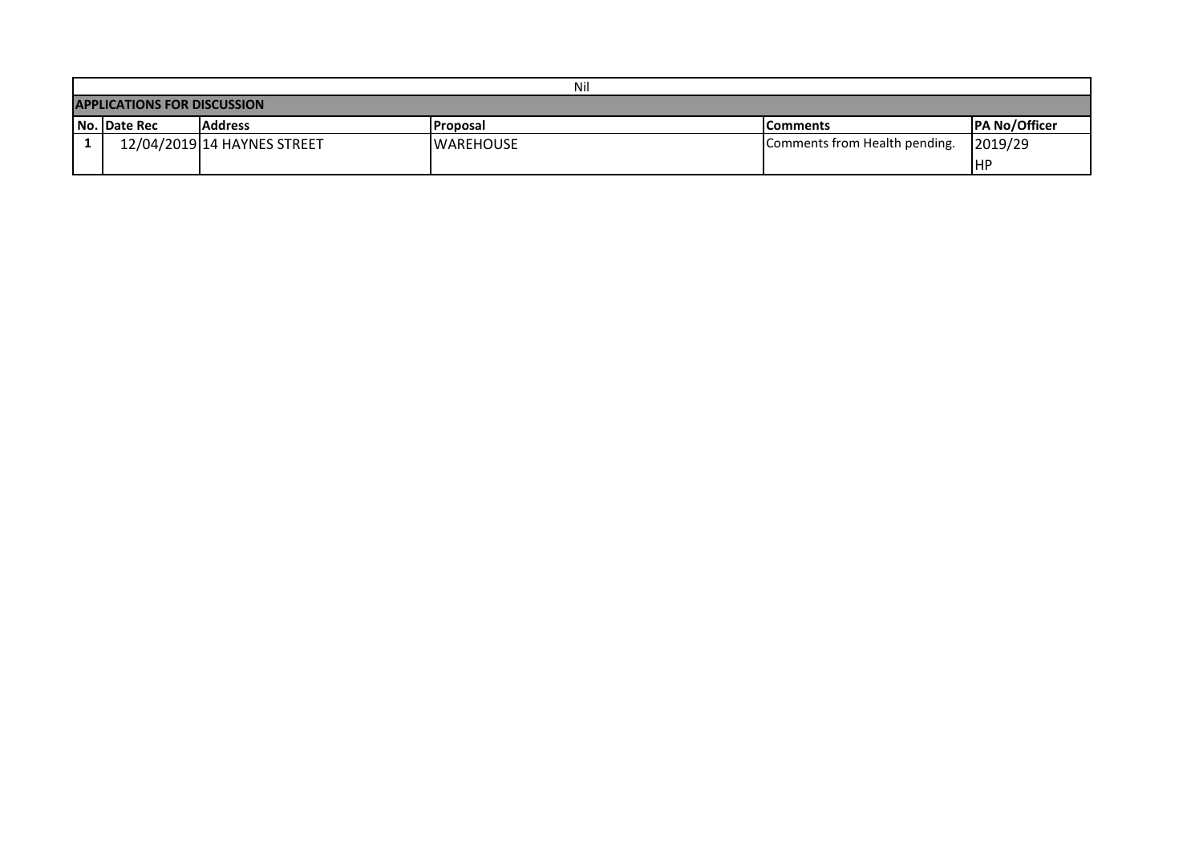| Nil | | | | | |
|---|---|---|---|---|---|
| **APPLICATIONS FOR DISCUSSION** | | | | | |
| **No.** | **Date Rec** | **Address** | **Proposal** | **Comments** | **PA No/Officer** |
| 1 | 12/04/2019 | 14 HAYNES STREET | WAREHOUSE | Comments from Health pending. | 2019/29<br>HP |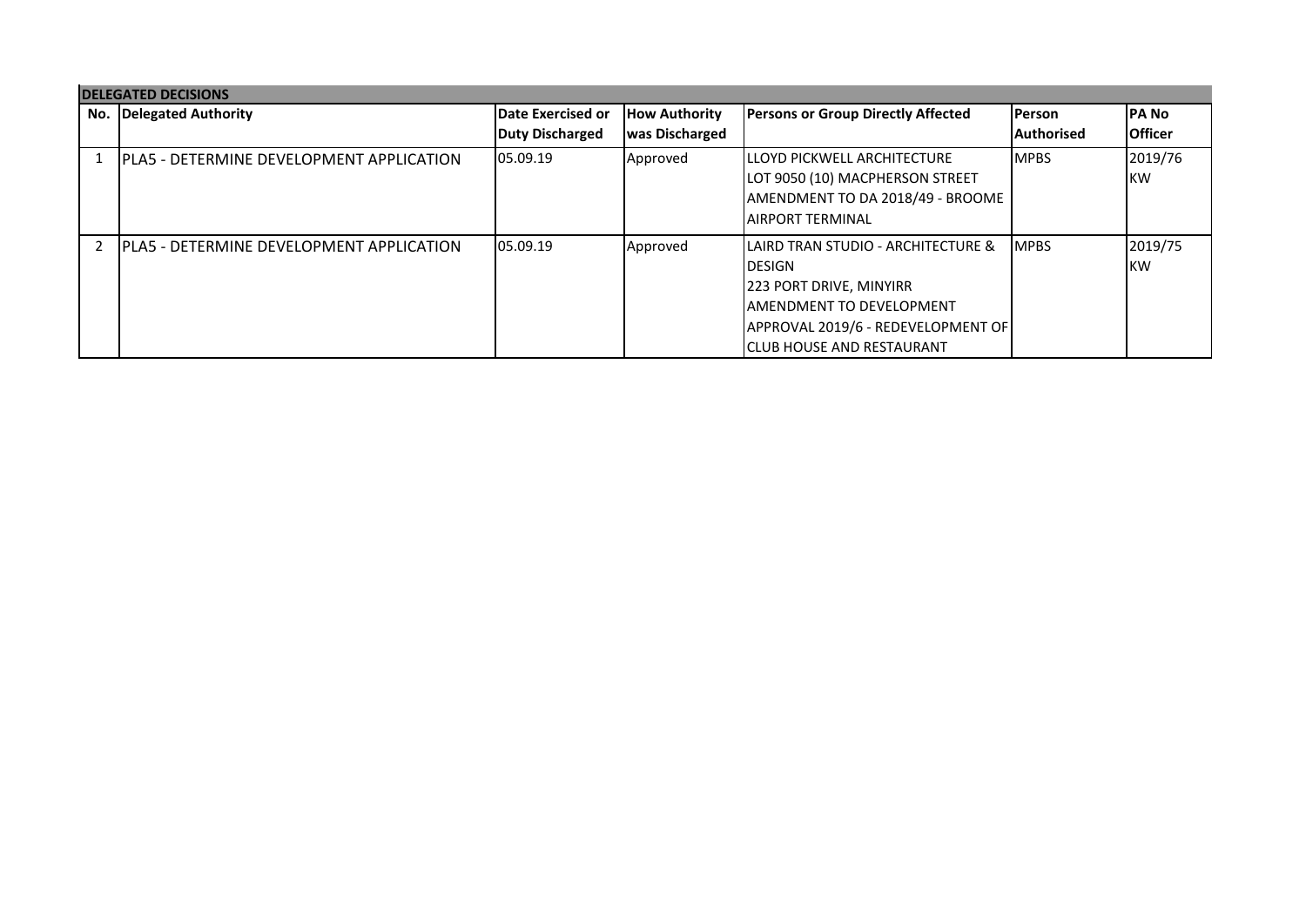**DELEGATED DECISIONS**

| No. | Delegated Authority | Date Exercised or Duty Discharged | How Authority was Discharged | Persons or Group Directly Affected | Person Authorised | PA No Officer |
|---|---|---|---|---|---|---|
| 1 | PLA5 - DETERMINE DEVELOPMENT APPLICATION | 05.09.19 | Approved | LLOYD PICKWELL ARCHITECTURE LOT 9050 (10) MACPHERSON STREET AMENDMENT TO DA 2018/49 - BROOME AIRPORT TERMINAL | MPBS | 2019/76 KW |
| 2 | PLA5 - DETERMINE DEVELOPMENT APPLICATION | 05.09.19 | Approved | LAIRD TRAN STUDIO - ARCHITECTURE & DESIGN 223 PORT DRIVE, MINYIRR AMENDMENT TO DEVELOPMENT APPROVAL 2019/6 - REDEVELOPMENT OF CLUB HOUSE AND RESTAURANT | MPBS | 2019/75 KW |